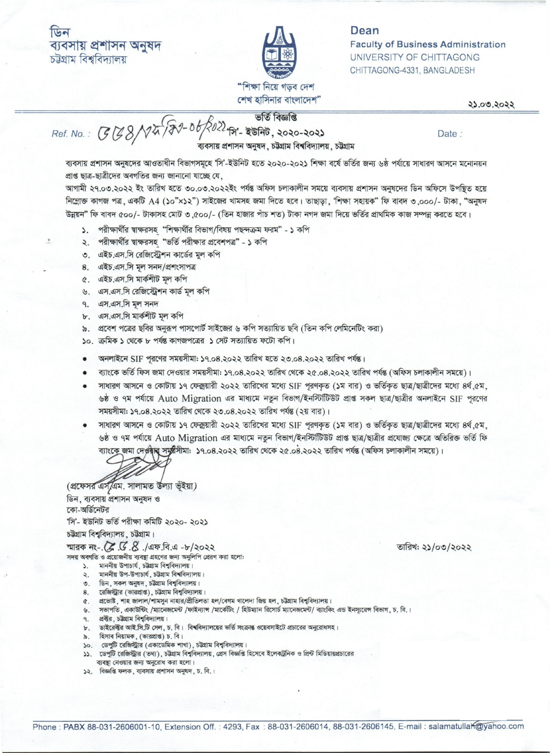ডিন
ব্যবসায় প্রশাসন অনুষদ
চট্টগ্রাম বিশ্ববিদ্যালয়

**Dean**
Faculty of Business Administration
UNIVERSITY OF CHITTAGONG
CHITTAGONG-4331, BANGLADESH

"শিক্ষা নিয়ে গড়ব দেশ
শেখ হাসিনার বাংলাদেশ"

২১.০৩.২০২২

Ref. No.: ৫৫৪/ব্যপ্রঅ/ভর্তি-০৮/২০২২

Date :

## ভর্তি বিজ্ঞপ্তি
### 'সি'- ইউনিট, ২০২০-২০২১
### ব্যবসায় প্রশাসন অনুষদ, চট্টগ্রাম বিশ্ববিদ্যালয়, চট্টগ্রাম

ব্যবসায় প্রশাসন অনুষদের আওতাধীন বিভাগসমূহে 'সি'-ইউনিট হতে ২০২০-২০২১ শিক্ষা বর্ষে ভর্তির জন্য ৬ষ্ঠ পর্যায়ে সাধারণ আসনে মনোনয়ন প্রাপ্ত ছাত্র-ছাত্রীদের অবগতির জন্য জানানো যাচ্ছে যে,

আগামী ২৭.০৩.২০২২ ইং তারিখ হতে ৩০.০৩.২০২২ইং পর্যন্ত অফিস চলাকালীন সময়ে ব্যবসায় প্রশাসন অনুষদের ডিন অফিসে উপস্থিত হয়ে নিম্নোক্ত কাগজ পত্র, একটি A4 (১০"×১২") সাইজের খামসহ জমা দিতে হবে। তাছাড়া, 'শিক্ষা সহায়ক' ফি বাবদ ৩,০০০/- টাকা, "অনুষদ উন্নয়ন" ফি বাবদ ৫০০/- টাকাসহ মোট ৩,৫০০/- (তিন হাজার পাঁচ শত) টাকা নগদ জমা দিয়ে ভর্তির প্রাথমিক কাজ সম্পন্ন করতে হবে।

১. পরীক্ষার্থীর স্বাক্ষরসহ "শিক্ষার্থীর বিভাগ/বিষয় পছন্দক্রম ফরম" - ১ কপি
২. পরীক্ষার্থীর স্বাক্ষরসহ "ভর্তি পরীক্ষার প্রবেশপত্র" - ১ কপি
৩. এইচ.এস.সি রেজিস্ট্রেশন কার্ডের মূল কপি
৪. এইচ.এস.সি মূল সনদ/প্রশংসাপত্র
৫. এইচ.এস.সি মার্কশীট মূল কপি
৬. এস.এস.সি রেজিস্ট্রেশন কার্ড মূল কপি
৭. এস.এস.সি মূল সনদ
৮. এস.এস.সি মার্কশীট মূল কপি
৯. প্রবেশ পত্রের ছবির অনুরূপ পাসপোর্ট সাইজের ৬ কপি সত্যায়িত ছবি (তিন কপি লেমিনেটিং করা)
১০. ক্রমিক ১ থেকে ৮ পর্যন্ত কাগজপত্রের ১ সেট সত্যায়িত ফটো কপি।

- অনলাইনে SIF পূরণের সময়সীমা: ১৭.০৪.২০২২ তারিখ হতে ২৩.০৪.২০২২ তারিখ পর্যন্ত।
- ব্যাংকে ভর্তি ফিস জমা দেওয়ার সময়সীমা: ১৭.০৪.২০২২ তারিখ থেকে ২৫.০৪.২০২২ তারিখ পর্যন্ত (অফিস চলাকালীন সময়ে)।
- সাধারণ আসনে ও কোটায় ১৭ ফেব্রুয়ারী ২০২২ তারিখের মধ্যে SIF পূরণকৃত (১ম বার) ও ভর্তিকৃত ছাত্র/ছাত্রীদের মধ্যে ৪র্থ,৫ম, ৬ষ্ঠ ও ৭ম পর্যায়ে Auto Migration এর মাধ্যমে নতুন বিভাগ/ইনস্টিটিউট প্রাপ্ত সকল ছাত্র/ছাত্রীর অনলাইনে SIF পূরণের সময়সীমা: ১৭.০৪.২০২২ তারিখ থেকে ২৩.০৪.২০২২ তারিখ পর্যন্ত (২য় বার)।
- সাধারণ আসনে ও কোটায় ১৭ ফেব্রুয়ারী ২০২২ তারিখের মধ্যে SIF পূরণকৃত (১ম বার) ও ভর্তিকৃত ছাত্র/ছাত্রীদের মধ্যে ৪র্থ,৫ম, ৬ষ্ঠ ও ৭ম পর্যায়ে Auto Migration এর মাধ্যমে নতুন বিভাগ/ইনস্টিটিউট প্রাপ্ত ছাত্র/ছাত্রীর প্রযোজ্য ক্ষেত্রে অতিরিক্ত ভর্তি ফি ব্যাংকে জমা দেওয়ার সময়সীমা: ১৭.০৪.২০২২ তারিখ থেকে ২৫.০৪.২০২২ তারিখ পর্যন্ত (অফিস চলাকালীন সময়ে)।

(প্রফেসর এস.এম. সালামত উল্যা ভূঁইয়া)
ডিন, ব্যবসায় প্রশাসন অনুষদ ও
কো-অর্ডিনেটর
'সি'- ইউনিট ভর্তি পরীক্ষা কমিটি ২০২০- ২০২১
চট্টগ্রাম বিশ্ববিদ্যালয়, চট্টগ্রাম।

স্মারক নং-.৫৫৪./এফ.বি.এ -৮/২০২২

তারিখ: ২১/০৩/২০২২

সদয় অবগতি ও প্রয়োজনীয় ব্যবস্থা গ্রহণের জন্য অনুলিপি প্রেরণ করা হলো:

১. মাননীয় উপাচার্য, চট্টগ্রাম বিশ্ববিদ্যালয়।
২. মাননীয় উপ-উপাচার্য, চট্টগ্রাম বিশ্ববিদ্যালয়।
৩. ডিন, সকল অনুষদ, চট্টগ্রাম বিশ্ববিদ্যালয়।
৪. রেজিস্ট্রার (ভারপ্রাপ্ত), চট্টগ্রাম বিশ্ববিদ্যালয়।
৫. প্রভোষ্ট, শাহ জালাল/শামসুন নাহার/প্রীতিলতা হল/বেগম খালেদা জিয় হল, চট্টগ্রাম বিশ্ববিদ্যালয়।
৬. সভাপতি, একাউন্টিং /ম্যানেজমেন্ট /ফাইন্যান্স /মার্কেটিং / হিউম্যান রিসোর্চ ম্যানেজমেন্ট/ ব্যাংকিং এন্ড ইনস্যুরেন্স বিভাগ, চ. বি.।
৭. প্রক্টর, চট্টগ্রাম বিশ্ববিদ্যালয়।
৮. ডাইরেক্টর আই.সি.টি সেল, চ. বি। বিশ্ববিদ্যালয়ের ভর্তি সংক্রান্ত ওয়েবসাইটে প্রচারের অনুরোধসহ।
৯. হিসাব নিয়ামক, (ভারপ্রাপ্ত) চ. বি।
১০. ডেপুটি রেজিস্ট্রার (একাডেমিক শাখা), চট্টগ্রাম বিশ্ববিদ্যালয়।
১১. ডেপুটি রেজিস্ট্রার (তথ্য), চট্টগ্রাম বিশ্ববিদ্যালয়, প্রেস বিজ্ঞপ্তি হিসেবে ইলেকট্রনিক ও প্রিন্ট মিডিয়ায়প্রচারের ব্যবস্থা নেওয়ার জন্য অনুরোধ করা হলো।
১২. বিজ্ঞপ্তি ফলক, ব্যবসায় প্রশাসন অনুষদ, চ. বি.।

Phone : PABX 88-031-2606001-10, Extension Off. : 4293, Fax : 88-031-2606014, 88-031-2606145, E-mail : salamatullah@yahoo.com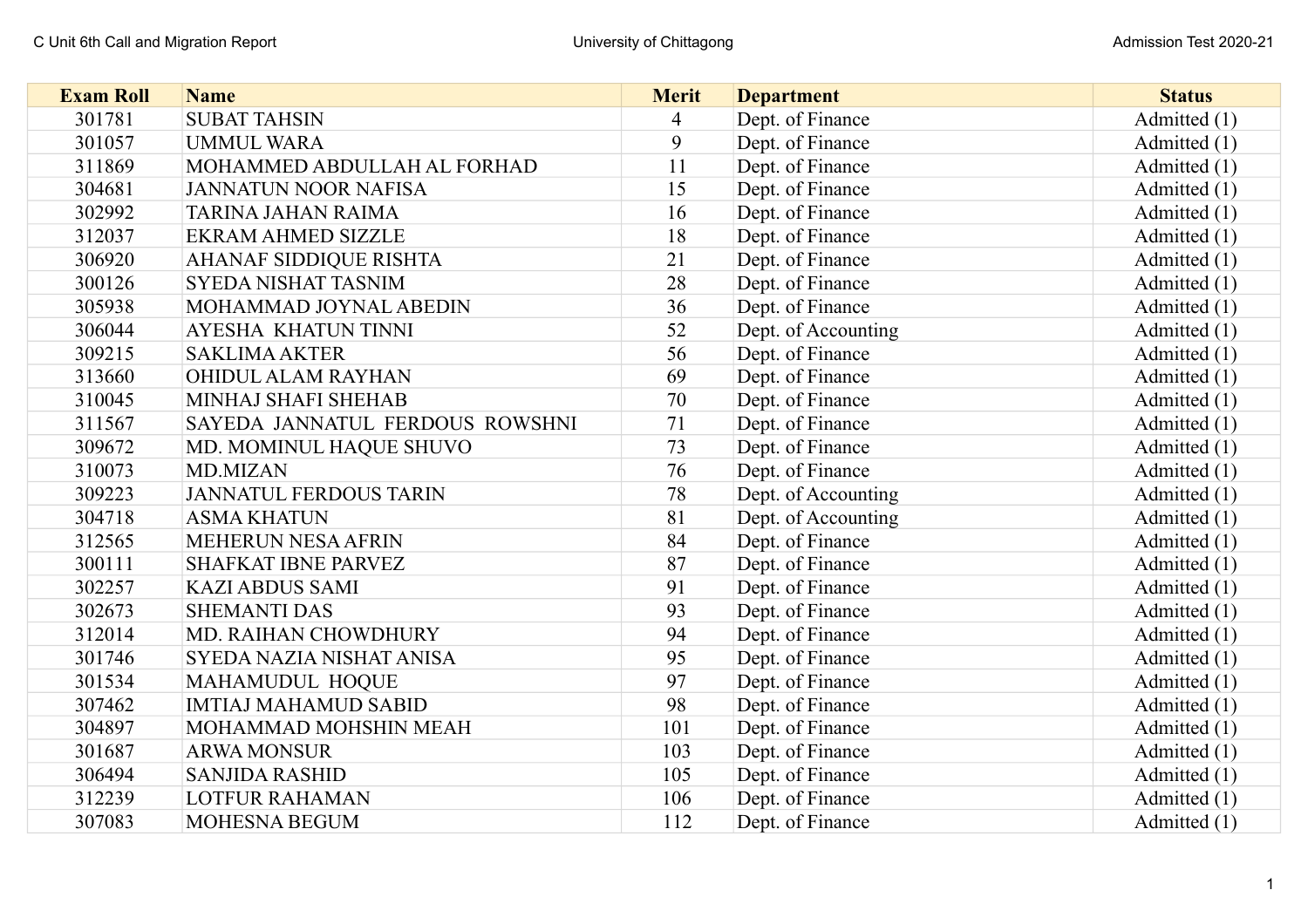| Exam Roll | Name | Merit | Department | Status |
|---|---|---|---|---|
| 301781 | SUBAT TAHSIN | 4 | Dept. of Finance | Admitted (1) |
| 301057 | UMMUL WARA | 9 | Dept. of Finance | Admitted (1) |
| 311869 | MOHAMMED ABDULLAH AL FORHAD | 11 | Dept. of Finance | Admitted (1) |
| 304681 | JANNATUN NOOR NAFISA | 15 | Dept. of Finance | Admitted (1) |
| 302992 | TARINA JAHAN RAIMA | 16 | Dept. of Finance | Admitted (1) |
| 312037 | EKRAM AHMED SIZZLE | 18 | Dept. of Finance | Admitted (1) |
| 306920 | AHANAF SIDDIQUE RISHTA | 21 | Dept. of Finance | Admitted (1) |
| 300126 | SYEDA NISHAT TASNIM | 28 | Dept. of Finance | Admitted (1) |
| 305938 | MOHAMMAD JOYNAL ABEDIN | 36 | Dept. of Finance | Admitted (1) |
| 306044 | AYESHA KHATUN TINNI | 52 | Dept. of Accounting | Admitted (1) |
| 309215 | SAKLIMA AKTER | 56 | Dept. of Finance | Admitted (1) |
| 313660 | OHIDUL ALAM RAYHAN | 69 | Dept. of Finance | Admitted (1) |
| 310045 | MINHAJ SHAFI SHEHAB | 70 | Dept. of Finance | Admitted (1) |
| 311567 | SAYEDA JANNATUL FERDOUS ROWSHNI | 71 | Dept. of Finance | Admitted (1) |
| 309672 | MD. MOMINUL HAQUE SHUVO | 73 | Dept. of Finance | Admitted (1) |
| 310073 | MD.MIZAN | 76 | Dept. of Finance | Admitted (1) |
| 309223 | JANNATUL FERDOUS TARIN | 78 | Dept. of Accounting | Admitted (1) |
| 304718 | ASMA KHATUN | 81 | Dept. of Accounting | Admitted (1) |
| 312565 | MEHERUN NESA AFRIN | 84 | Dept. of Finance | Admitted (1) |
| 300111 | SHAFKAT IBNE PARVEZ | 87 | Dept. of Finance | Admitted (1) |
| 302257 | KAZI ABDUS SAMI | 91 | Dept. of Finance | Admitted (1) |
| 302673 | SHEMANTI DAS | 93 | Dept. of Finance | Admitted (1) |
| 312014 | MD. RAIHAN CHOWDHURY | 94 | Dept. of Finance | Admitted (1) |
| 301746 | SYEDA NAZIA NISHAT ANISA | 95 | Dept. of Finance | Admitted (1) |
| 301534 | MAHAMUDUL HOQUE | 97 | Dept. of Finance | Admitted (1) |
| 307462 | IMTIAJ MAHAMUD SABID | 98 | Dept. of Finance | Admitted (1) |
| 304897 | MOHAMMAD MOHSHIN MEAH | 101 | Dept. of Finance | Admitted (1) |
| 301687 | ARWA MONSUR | 103 | Dept. of Finance | Admitted (1) |
| 306494 | SANJIDA RASHID | 105 | Dept. of Finance | Admitted (1) |
| 312239 | LOTFUR RAHAMAN | 106 | Dept. of Finance | Admitted (1) |
| 307083 | MOHESNA BEGUM | 112 | Dept. of Finance | Admitted (1) |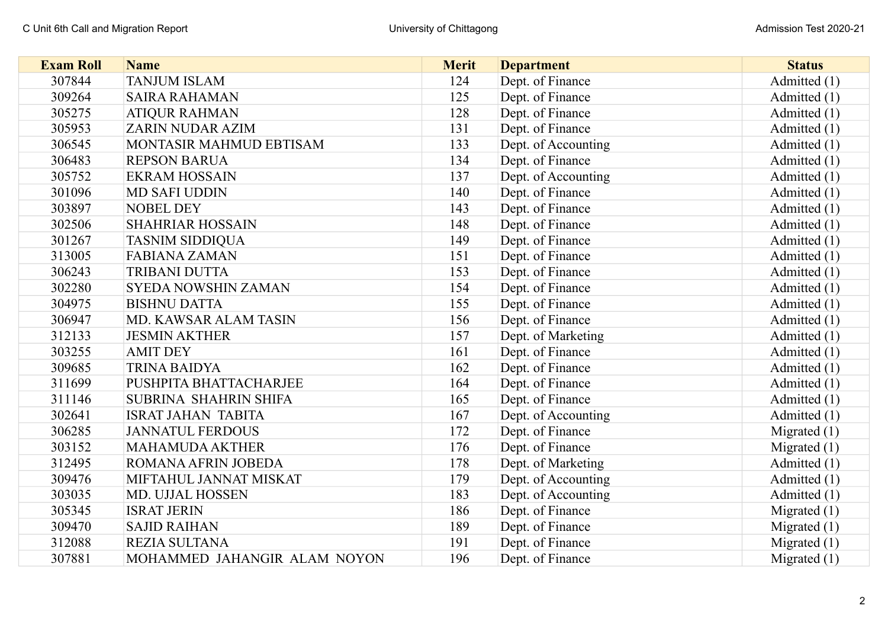| Exam Roll | Name | Merit | Department | Status |
|---|---|---|---|---|
| 307844 | TANJUM ISLAM | 124 | Dept. of Finance | Admitted (1) |
| 309264 | SAIRA RAHAMAN | 125 | Dept. of Finance | Admitted (1) |
| 305275 | ATIQUR RAHMAN | 128 | Dept. of Finance | Admitted (1) |
| 305953 | ZARIN NUDAR AZIM | 131 | Dept. of Finance | Admitted (1) |
| 306545 | MONTASIR MAHMUD EBTISAM | 133 | Dept. of Accounting | Admitted (1) |
| 306483 | REPSON BARUA | 134 | Dept. of Finance | Admitted (1) |
| 305752 | EKRAM HOSSAIN | 137 | Dept. of Accounting | Admitted (1) |
| 301096 | MD SAFI UDDIN | 140 | Dept. of Finance | Admitted (1) |
| 303897 | NOBEL DEY | 143 | Dept. of Finance | Admitted (1) |
| 302506 | SHAHRIAR HOSSAIN | 148 | Dept. of Finance | Admitted (1) |
| 301267 | TASNIM SIDDIQUA | 149 | Dept. of Finance | Admitted (1) |
| 313005 | FABIANA ZAMAN | 151 | Dept. of Finance | Admitted (1) |
| 306243 | TRIBANI DUTTA | 153 | Dept. of Finance | Admitted (1) |
| 302280 | SYEDA NOWSHIN ZAMAN | 154 | Dept. of Finance | Admitted (1) |
| 304975 | BISHNU DATTA | 155 | Dept. of Finance | Admitted (1) |
| 306947 | MD. KAWSAR ALAM TASIN | 156 | Dept. of Finance | Admitted (1) |
| 312133 | JESMIN AKTHER | 157 | Dept. of Marketing | Admitted (1) |
| 303255 | AMIT DEY | 161 | Dept. of Finance | Admitted (1) |
| 309685 | TRINA BAIDYA | 162 | Dept. of Finance | Admitted (1) |
| 311699 | PUSHPITA BHATTACHARJEE | 164 | Dept. of Finance | Admitted (1) |
| 311146 | SUBRINA SHAHRIN SHIFA | 165 | Dept. of Finance | Admitted (1) |
| 302641 | ISRAT JAHAN TABITA | 167 | Dept. of Accounting | Admitted (1) |
| 306285 | JANNATUL FERDOUS | 172 | Dept. of Finance | Migrated (1) |
| 303152 | MAHAMUDA AKTHER | 176 | Dept. of Finance | Migrated (1) |
| 312495 | ROMANA AFRIN JOBEDA | 178 | Dept. of Marketing | Admitted (1) |
| 309476 | MIFTAHUL JANNAT MISKAT | 179 | Dept. of Accounting | Admitted (1) |
| 303035 | MD. UJJAL HOSSEN | 183 | Dept. of Accounting | Admitted (1) |
| 305345 | ISRAT JERIN | 186 | Dept. of Finance | Migrated (1) |
| 309470 | SAJID RAIHAN | 189 | Dept. of Finance | Migrated (1) |
| 312088 | REZIA SULTANA | 191 | Dept. of Finance | Migrated (1) |
| 307881 | MOHAMMED JAHANGIR ALAM NOYON | 196 | Dept. of Finance | Migrated (1) |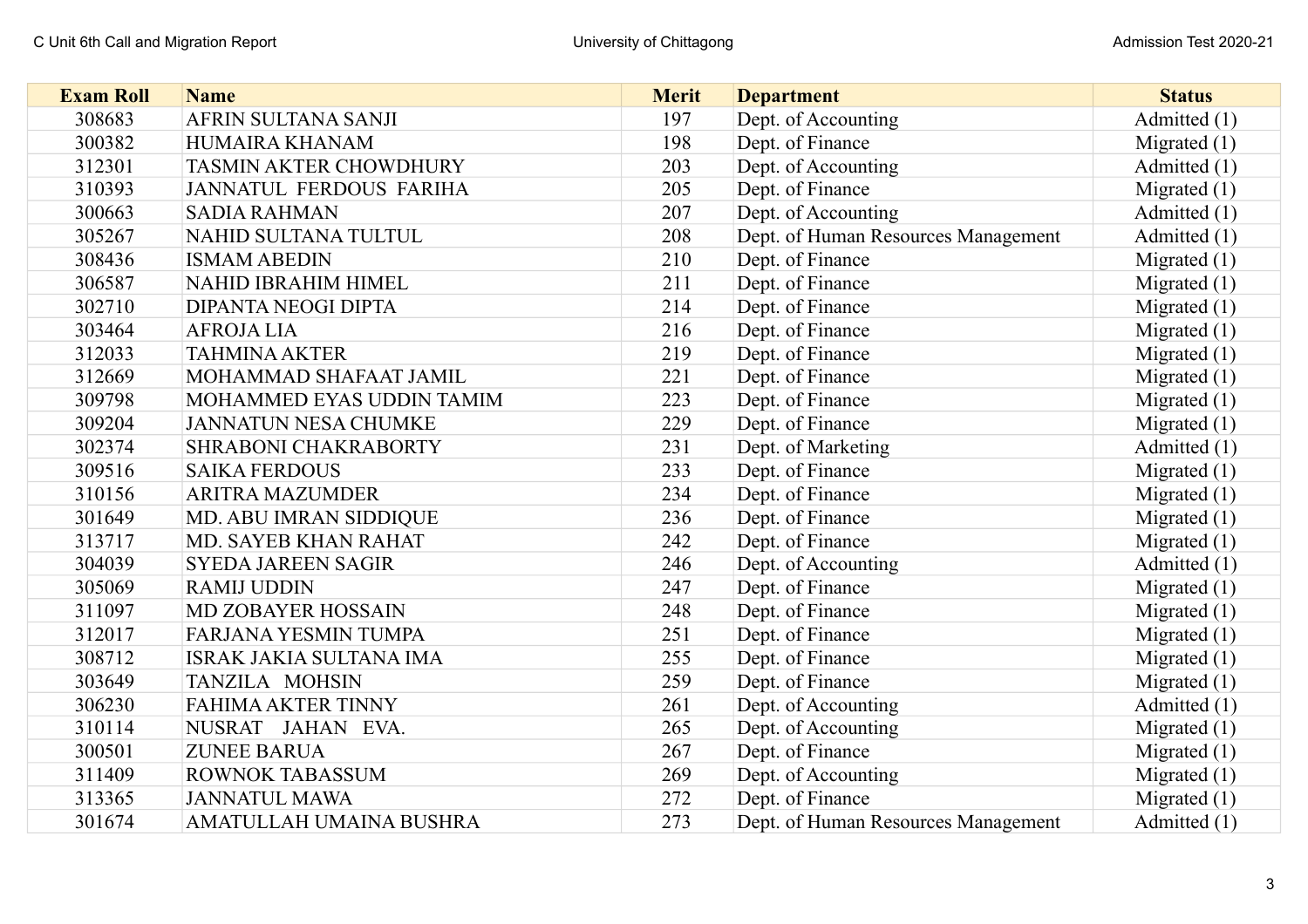| Exam Roll | Name | Merit | Department | Status |
|---|---|---|---|---|
| 308683 | AFRIN SULTANA SANJI | 197 | Dept. of Accounting | Admitted (1) |
| 300382 | HUMAIRA KHANAM | 198 | Dept. of Finance | Migrated (1) |
| 312301 | TASMIN AKTER CHOWDHURY | 203 | Dept. of Accounting | Admitted (1) |
| 310393 | JANNATUL FERDOUS FARIHA | 205 | Dept. of Finance | Migrated (1) |
| 300663 | SADIA RAHMAN | 207 | Dept. of Accounting | Admitted (1) |
| 305267 | NAHID SULTANA TULTUL | 208 | Dept. of Human Resources Management | Admitted (1) |
| 308436 | ISMAM ABEDIN | 210 | Dept. of Finance | Migrated (1) |
| 306587 | NAHID IBRAHIM HIMEL | 211 | Dept. of Finance | Migrated (1) |
| 302710 | DIPANTA NEOGI DIPTA | 214 | Dept. of Finance | Migrated (1) |
| 303464 | AFROJA LIA | 216 | Dept. of Finance | Migrated (1) |
| 312033 | TAHMINA AKTER | 219 | Dept. of Finance | Migrated (1) |
| 312669 | MOHAMMAD SHAFAAT JAMIL | 221 | Dept. of Finance | Migrated (1) |
| 309798 | MOHAMMED EYAS UDDIN TAMIM | 223 | Dept. of Finance | Migrated (1) |
| 309204 | JANNATUN NESA CHUMKE | 229 | Dept. of Finance | Migrated (1) |
| 302374 | SHRABONI CHAKRABORTY | 231 | Dept. of Marketing | Admitted (1) |
| 309516 | SAIKA FERDOUS | 233 | Dept. of Finance | Migrated (1) |
| 310156 | ARITRA MAZUMDER | 234 | Dept. of Finance | Migrated (1) |
| 301649 | MD. ABU IMRAN SIDDIQUE | 236 | Dept. of Finance | Migrated (1) |
| 313717 | MD. SAYEB KHAN RAHAT | 242 | Dept. of Finance | Migrated (1) |
| 304039 | SYEDA JAREEN SAGIR | 246 | Dept. of Accounting | Admitted (1) |
| 305069 | RAMIJ UDDIN | 247 | Dept. of Finance | Migrated (1) |
| 311097 | MD ZOBAYER HOSSAIN | 248 | Dept. of Finance | Migrated (1) |
| 312017 | FARJANA YESMIN TUMPA | 251 | Dept. of Finance | Migrated (1) |
| 308712 | ISRAK JAKIA SULTANA IMA | 255 | Dept. of Finance | Migrated (1) |
| 303649 | TANZILA MOHSIN | 259 | Dept. of Finance | Migrated (1) |
| 306230 | FAHIMA AKTER TINNY | 261 | Dept. of Accounting | Admitted (1) |
| 310114 | NUSRAT JAHAN EVA. | 265 | Dept. of Accounting | Migrated (1) |
| 300501 | ZUNEE BARUA | 267 | Dept. of Finance | Migrated (1) |
| 311409 | ROWNOK TABASSUM | 269 | Dept. of Accounting | Migrated (1) |
| 313365 | JANNATUL MAWA | 272 | Dept. of Finance | Migrated (1) |
| 301674 | AMATULLAH UMAINA BUSHRA | 273 | Dept. of Human Resources Management | Admitted (1) |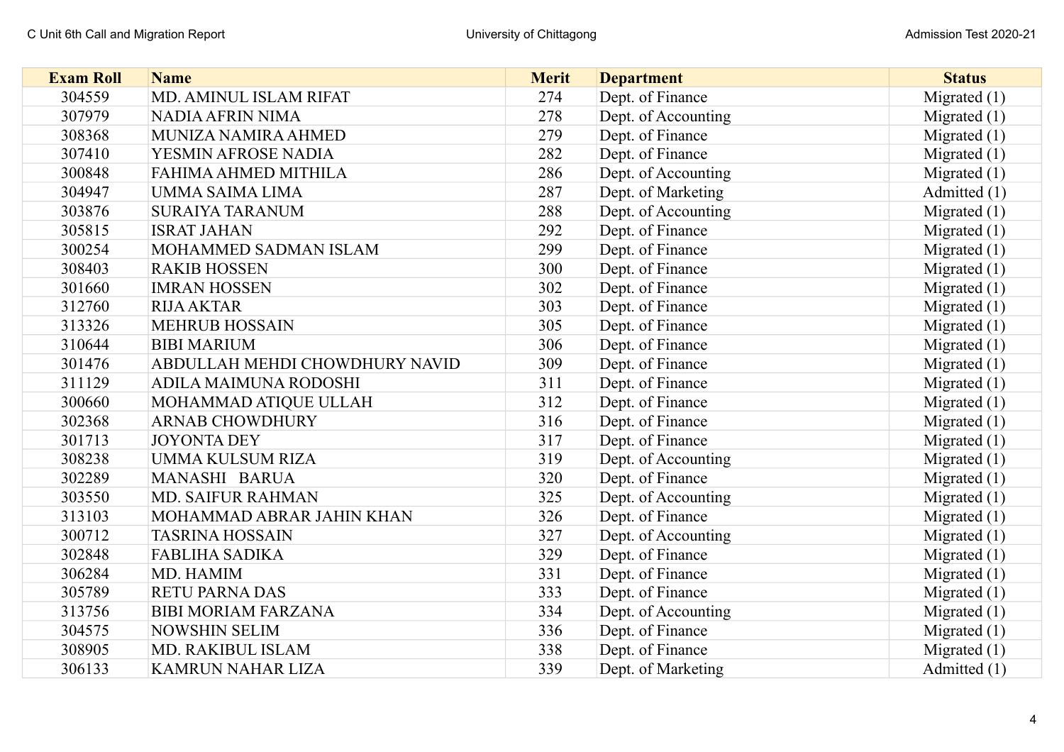| Exam Roll | Name | Merit | Department | Status |
|---|---|---|---|---|
| 304559 | MD. AMINUL ISLAM RIFAT | 274 | Dept. of Finance | Migrated (1) |
| 307979 | NADIA AFRIN NIMA | 278 | Dept. of Accounting | Migrated (1) |
| 308368 | MUNIZA NAMIRA AHMED | 279 | Dept. of Finance | Migrated (1) |
| 307410 | YESMIN AFROSE NADIA | 282 | Dept. of Finance | Migrated (1) |
| 300848 | FAHIMA AHMED MITHILA | 286 | Dept. of Accounting | Migrated (1) |
| 304947 | UMMA SAIMA LIMA | 287 | Dept. of Marketing | Admitted (1) |
| 303876 | SURAIYA TARANUM | 288 | Dept. of Accounting | Migrated (1) |
| 305815 | ISRAT JAHAN | 292 | Dept. of Finance | Migrated (1) |
| 300254 | MOHAMMED SADMAN ISLAM | 299 | Dept. of Finance | Migrated (1) |
| 308403 | RAKIB HOSSEN | 300 | Dept. of Finance | Migrated (1) |
| 301660 | IMRAN HOSSEN | 302 | Dept. of Finance | Migrated (1) |
| 312760 | RIJA AKTAR | 303 | Dept. of Finance | Migrated (1) |
| 313326 | MEHRUB HOSSAIN | 305 | Dept. of Finance | Migrated (1) |
| 310644 | BIBI MARIUM | 306 | Dept. of Finance | Migrated (1) |
| 301476 | ABDULLAH MEHDI CHOWDHURY NAVID | 309 | Dept. of Finance | Migrated (1) |
| 311129 | ADILA MAIMUNA RODOSHI | 311 | Dept. of Finance | Migrated (1) |
| 300660 | MOHAMMAD ATIQUE ULLAH | 312 | Dept. of Finance | Migrated (1) |
| 302368 | ARNAB CHOWDHURY | 316 | Dept. of Finance | Migrated (1) |
| 301713 | JOYONTA DEY | 317 | Dept. of Finance | Migrated (1) |
| 308238 | UMMA KULSUM RIZA | 319 | Dept. of Accounting | Migrated (1) |
| 302289 | MANASHI BARUA | 320 | Dept. of Finance | Migrated (1) |
| 303550 | MD. SAIFUR RAHMAN | 325 | Dept. of Accounting | Migrated (1) |
| 313103 | MOHAMMAD ABRAR JAHIN KHAN | 326 | Dept. of Finance | Migrated (1) |
| 300712 | TASRINA HOSSAIN | 327 | Dept. of Accounting | Migrated (1) |
| 302848 | FABLIHA SADIKA | 329 | Dept. of Finance | Migrated (1) |
| 306284 | MD. HAMIM | 331 | Dept. of Finance | Migrated (1) |
| 305789 | RETU PARNA DAS | 333 | Dept. of Finance | Migrated (1) |
| 313756 | BIBI MORIAM FARZANA | 334 | Dept. of Accounting | Migrated (1) |
| 304575 | NOWSHIN SELIM | 336 | Dept. of Finance | Migrated (1) |
| 308905 | MD. RAKIBUL ISLAM | 338 | Dept. of Finance | Migrated (1) |
| 306133 | KAMRUN NAHAR LIZA | 339 | Dept. of Marketing | Admitted (1) |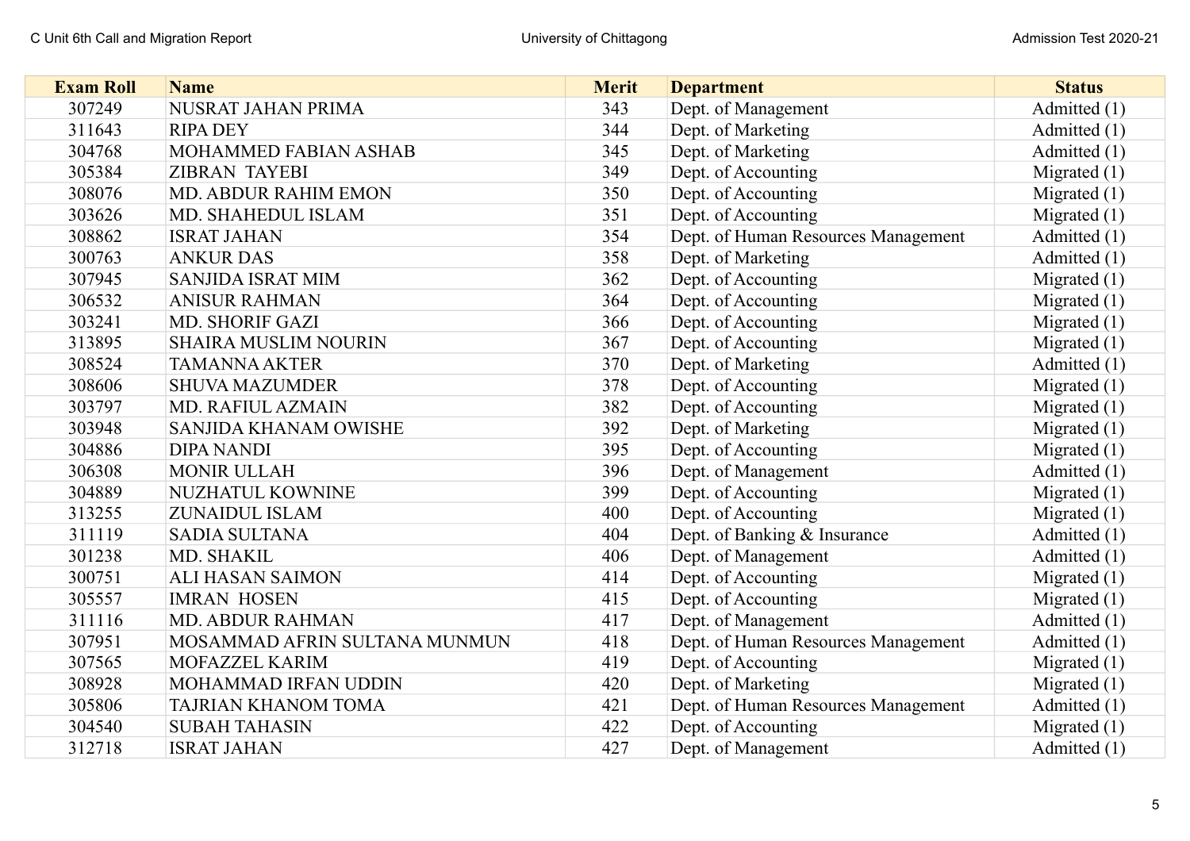| Exam Roll | Name | Merit | Department | Status |
|---|---|---|---|---|
| 307249 | NUSRAT JAHAN PRIMA | 343 | Dept. of Management | Admitted (1) |
| 311643 | RIPA DEY | 344 | Dept. of Marketing | Admitted (1) |
| 304768 | MOHAMMED FABIAN ASHAB | 345 | Dept. of Marketing | Admitted (1) |
| 305384 | ZIBRAN TAYEBI | 349 | Dept. of Accounting | Migrated (1) |
| 308076 | MD. ABDUR RAHIM EMON | 350 | Dept. of Accounting | Migrated (1) |
| 303626 | MD. SHAHEDUL ISLAM | 351 | Dept. of Accounting | Migrated (1) |
| 308862 | ISRAT JAHAN | 354 | Dept. of Human Resources Management | Admitted (1) |
| 300763 | ANKUR DAS | 358 | Dept. of Marketing | Admitted (1) |
| 307945 | SANJIDA ISRAT MIM | 362 | Dept. of Accounting | Migrated (1) |
| 306532 | ANISUR RAHMAN | 364 | Dept. of Accounting | Migrated (1) |
| 303241 | MD. SHORIF GAZI | 366 | Dept. of Accounting | Migrated (1) |
| 313895 | SHAIRA MUSLIM NOURIN | 367 | Dept. of Accounting | Migrated (1) |
| 308524 | TAMANNA AKTER | 370 | Dept. of Marketing | Admitted (1) |
| 308606 | SHUVA MAZUMDER | 378 | Dept. of Accounting | Migrated (1) |
| 303797 | MD. RAFIUL AZMAIN | 382 | Dept. of Accounting | Migrated (1) |
| 303948 | SANJIDA KHANAM OWISHE | 392 | Dept. of Marketing | Migrated (1) |
| 304886 | DIPA NANDI | 395 | Dept. of Accounting | Migrated (1) |
| 306308 | MONIR ULLAH | 396 | Dept. of Management | Admitted (1) |
| 304889 | NUZHATUL KOWNINE | 399 | Dept. of Accounting | Migrated (1) |
| 313255 | ZUNAIDUL ISLAM | 400 | Dept. of Accounting | Migrated (1) |
| 311119 | SADIA SULTANA | 404 | Dept. of Banking & Insurance | Admitted (1) |
| 301238 | MD. SHAKIL | 406 | Dept. of Management | Admitted (1) |
| 300751 | ALI HASAN SAIMON | 414 | Dept. of Accounting | Migrated (1) |
| 305557 | IMRAN HOSEN | 415 | Dept. of Accounting | Migrated (1) |
| 311116 | MD. ABDUR RAHMAN | 417 | Dept. of Management | Admitted (1) |
| 307951 | MOSAMMAD AFRIN SULTANA MUNMUN | 418 | Dept. of Human Resources Management | Admitted (1) |
| 307565 | MOFAZZEL KARIM | 419 | Dept. of Accounting | Migrated (1) |
| 308928 | MOHAMMAD IRFAN UDDIN | 420 | Dept. of Marketing | Migrated (1) |
| 305806 | TAJRIAN KHANOM TOMA | 421 | Dept. of Human Resources Management | Admitted (1) |
| 304540 | SUBAH TAHASIN | 422 | Dept. of Accounting | Migrated (1) |
| 312718 | ISRAT JAHAN | 427 | Dept. of Management | Admitted (1) |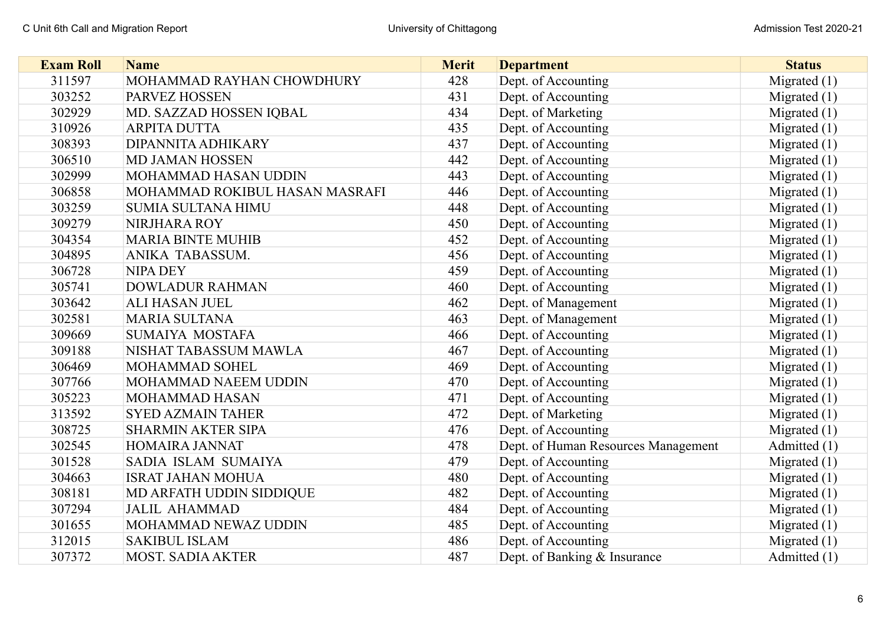| Exam Roll | Name | Merit | Department | Status |
|---|---|---|---|---|
| 311597 | MOHAMMAD RAYHAN CHOWDHURY | 428 | Dept. of Accounting | Migrated (1) |
| 303252 | PARVEZ HOSSEN | 431 | Dept. of Accounting | Migrated (1) |
| 302929 | MD. SAZZAD HOSSEN IQBAL | 434 | Dept. of Marketing | Migrated (1) |
| 310926 | ARPITA DUTTA | 435 | Dept. of Accounting | Migrated (1) |
| 308393 | DIPANNITA ADHIKARY | 437 | Dept. of Accounting | Migrated (1) |
| 306510 | MD JAMAN HOSSEN | 442 | Dept. of Accounting | Migrated (1) |
| 302999 | MOHAMMAD HASAN UDDIN | 443 | Dept. of Accounting | Migrated (1) |
| 306858 | MOHAMMAD ROKIBUL HASAN MASRAFI | 446 | Dept. of Accounting | Migrated (1) |
| 303259 | SUMIA SULTANA HIMU | 448 | Dept. of Accounting | Migrated (1) |
| 309279 | NIRJHARA ROY | 450 | Dept. of Accounting | Migrated (1) |
| 304354 | MARIA BINTE MUHIB | 452 | Dept. of Accounting | Migrated (1) |
| 304895 | ANIKA TABASSUM. | 456 | Dept. of Accounting | Migrated (1) |
| 306728 | NIPA DEY | 459 | Dept. of Accounting | Migrated (1) |
| 305741 | DOWLADUR RAHMAN | 460 | Dept. of Accounting | Migrated (1) |
| 303642 | ALI HASAN JUEL | 462 | Dept. of Management | Migrated (1) |
| 302581 | MARIA SULTANA | 463 | Dept. of Management | Migrated (1) |
| 309669 | SUMAIYA MOSTAFA | 466 | Dept. of Accounting | Migrated (1) |
| 309188 | NISHAT TABASSUM MAWLA | 467 | Dept. of Accounting | Migrated (1) |
| 306469 | MOHAMMAD SOHEL | 469 | Dept. of Accounting | Migrated (1) |
| 307766 | MOHAMMAD NAEEM UDDIN | 470 | Dept. of Accounting | Migrated (1) |
| 305223 | MOHAMMAD HASAN | 471 | Dept. of Accounting | Migrated (1) |
| 313592 | SYED AZMAIN TAHER | 472 | Dept. of Marketing | Migrated (1) |
| 308725 | SHARMIN AKTER SIPA | 476 | Dept. of Accounting | Migrated (1) |
| 302545 | HOMAIRA JANNAT | 478 | Dept. of Human Resources Management | Admitted (1) |
| 301528 | SADIA ISLAM SUMAIYA | 479 | Dept. of Accounting | Migrated (1) |
| 304663 | ISRAT JAHAN MOHUA | 480 | Dept. of Accounting | Migrated (1) |
| 308181 | MD ARFATH UDDIN SIDDIQUE | 482 | Dept. of Accounting | Migrated (1) |
| 307294 | JALIL AHAMMAD | 484 | Dept. of Accounting | Migrated (1) |
| 301655 | MOHAMMAD NEWAZ UDDIN | 485 | Dept. of Accounting | Migrated (1) |
| 312015 | SAKIBUL ISLAM | 486 | Dept. of Accounting | Migrated (1) |
| 307372 | MOST. SADIA AKTER | 487 | Dept. of Banking & Insurance | Admitted (1) |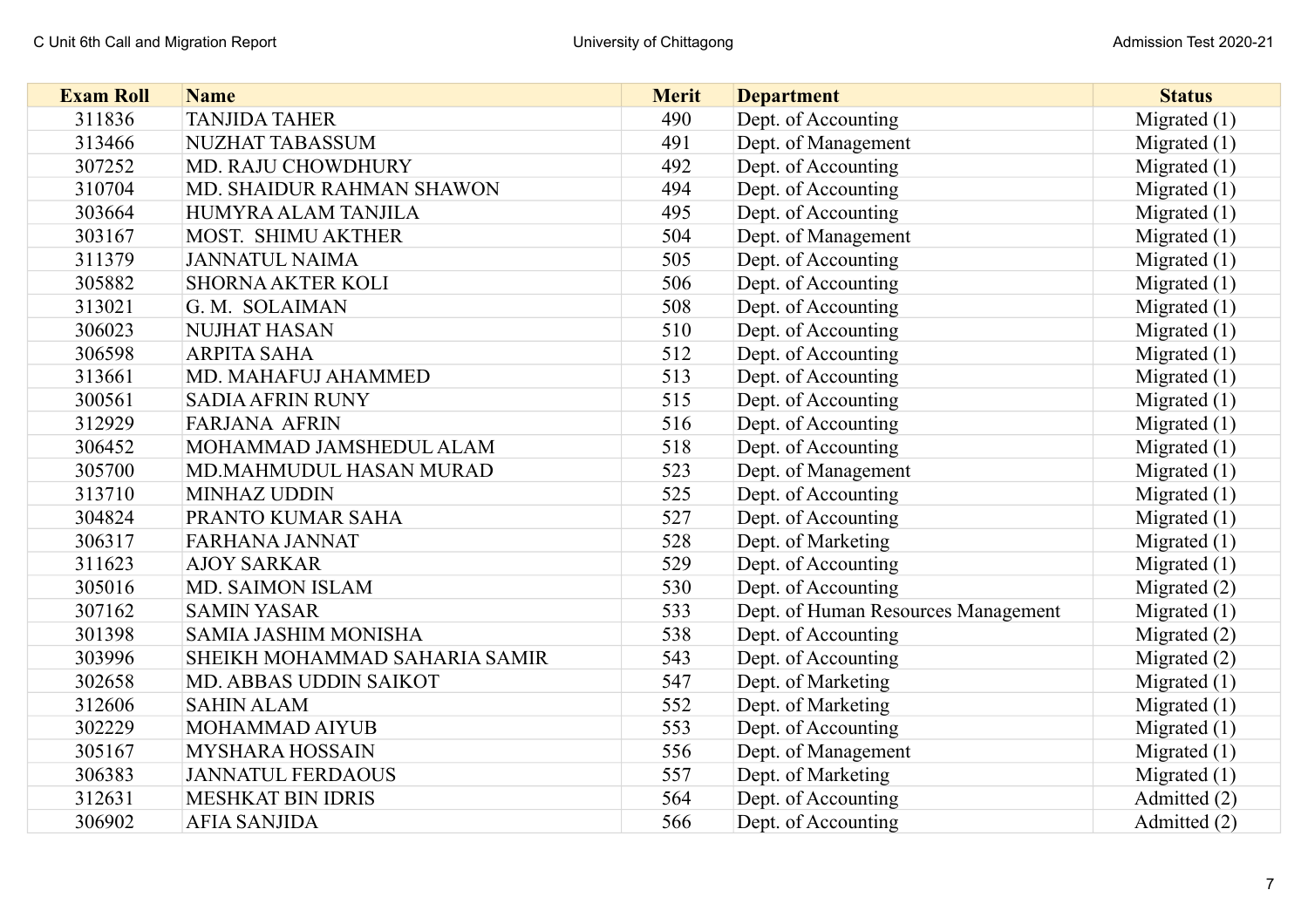| Exam Roll | Name | Merit | Department | Status |
|---|---|---|---|---|
| 311836 | TANJIDA TAHER | 490 | Dept. of Accounting | Migrated (1) |
| 313466 | NUZHAT TABASSUM | 491 | Dept. of Management | Migrated (1) |
| 307252 | MD. RAJU CHOWDHURY | 492 | Dept. of Accounting | Migrated (1) |
| 310704 | MD. SHAIDUR RAHMAN SHAWON | 494 | Dept. of Accounting | Migrated (1) |
| 303664 | HUMYRA ALAM TANJILA | 495 | Dept. of Accounting | Migrated (1) |
| 303167 | MOST. SHIMU AKTHER | 504 | Dept. of Management | Migrated (1) |
| 311379 | JANNATUL NAIMA | 505 | Dept. of Accounting | Migrated (1) |
| 305882 | SHORNA AKTER KOLI | 506 | Dept. of Accounting | Migrated (1) |
| 313021 | G. M. SOLAIMAN | 508 | Dept. of Accounting | Migrated (1) |
| 306023 | NUJHAT HASAN | 510 | Dept. of Accounting | Migrated (1) |
| 306598 | ARPITA SAHA | 512 | Dept. of Accounting | Migrated (1) |
| 313661 | MD. MAHAFUJ AHAMMED | 513 | Dept. of Accounting | Migrated (1) |
| 300561 | SADIA AFRIN RUNY | 515 | Dept. of Accounting | Migrated (1) |
| 312929 | FARJANA AFRIN | 516 | Dept. of Accounting | Migrated (1) |
| 306452 | MOHAMMAD JAMSHEDUL ALAM | 518 | Dept. of Accounting | Migrated (1) |
| 305700 | MD.MAHMUDUL HASAN MURAD | 523 | Dept. of Management | Migrated (1) |
| 313710 | MINHAZ UDDIN | 525 | Dept. of Accounting | Migrated (1) |
| 304824 | PRANTO KUMAR SAHA | 527 | Dept. of Accounting | Migrated (1) |
| 306317 | FARHANA JANNAT | 528 | Dept. of Marketing | Migrated (1) |
| 311623 | AJOY SARKAR | 529 | Dept. of Accounting | Migrated (1) |
| 305016 | MD. SAIMON ISLAM | 530 | Dept. of Accounting | Migrated (2) |
| 307162 | SAMIN YASAR | 533 | Dept. of Human Resources Management | Migrated (1) |
| 301398 | SAMIA JASHIM MONISHA | 538 | Dept. of Accounting | Migrated (2) |
| 303996 | SHEIKH MOHAMMAD SAHARIA SAMIR | 543 | Dept. of Accounting | Migrated (2) |
| 302658 | MD. ABBAS UDDIN SAIKOT | 547 | Dept. of Marketing | Migrated (1) |
| 312606 | SAHIN ALAM | 552 | Dept. of Marketing | Migrated (1) |
| 302229 | MOHAMMAD AIYUB | 553 | Dept. of Accounting | Migrated (1) |
| 305167 | MYSHARA HOSSAIN | 556 | Dept. of Management | Migrated (1) |
| 306383 | JANNATUL FERDAOUS | 557 | Dept. of Marketing | Migrated (1) |
| 312631 | MESHKAT BIN IDRIS | 564 | Dept. of Accounting | Admitted (2) |
| 306902 | AFIA SANJIDA | 566 | Dept. of Accounting | Admitted (2) |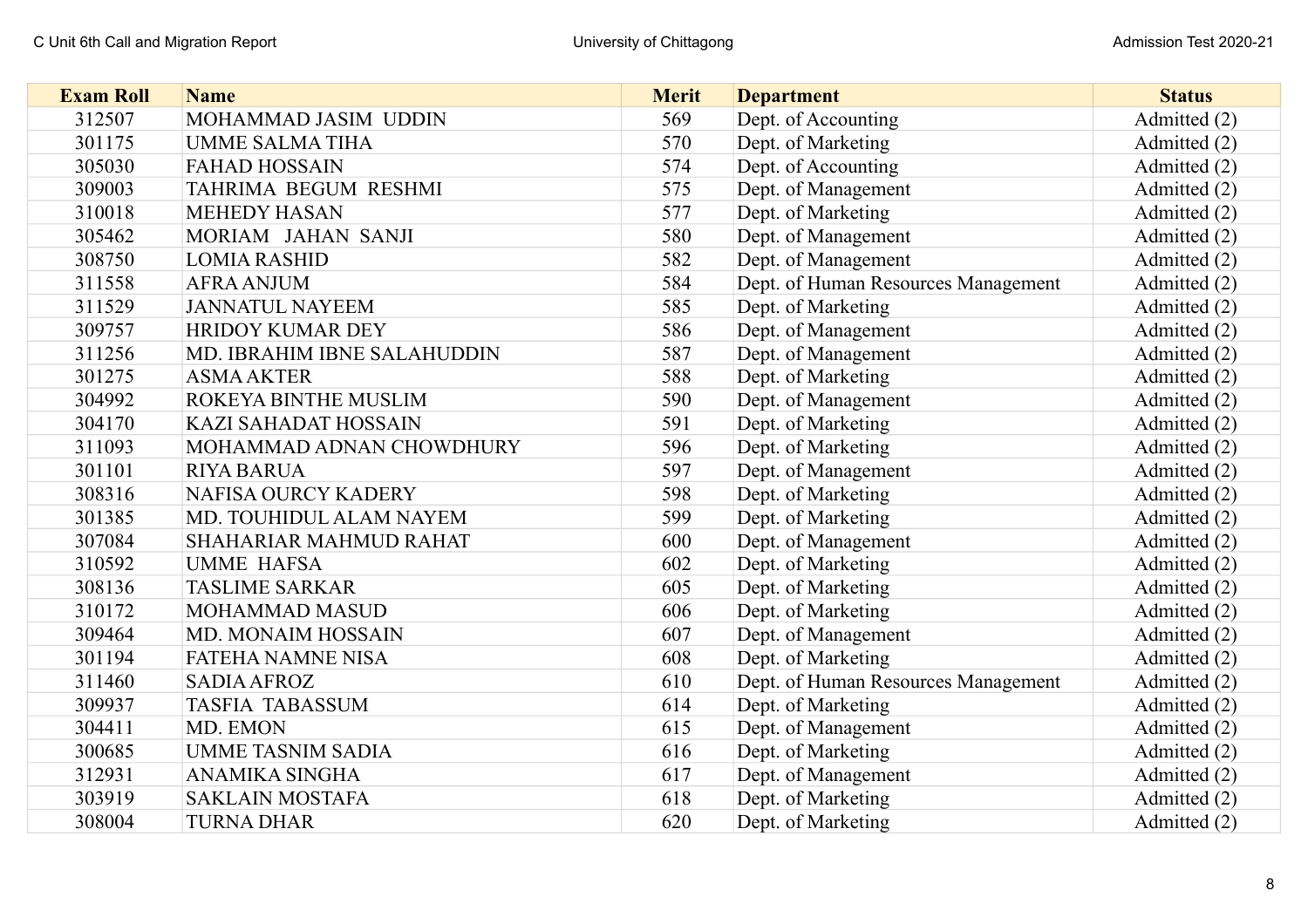| Exam Roll | Name | Merit | Department | Status |
|---|---|---|---|---|
| 312507 | MOHAMMAD JASIM UDDIN | 569 | Dept. of Accounting | Admitted (2) |
| 301175 | UMME SALMA TIHA | 570 | Dept. of Marketing | Admitted (2) |
| 305030 | FAHAD HOSSAIN | 574 | Dept. of Accounting | Admitted (2) |
| 309003 | TAHRIMA BEGUM RESHMI | 575 | Dept. of Management | Admitted (2) |
| 310018 | MEHEDY HASAN | 577 | Dept. of Marketing | Admitted (2) |
| 305462 | MORIAM JAHAN SANJI | 580 | Dept. of Management | Admitted (2) |
| 308750 | LOMIA RASHID | 582 | Dept. of Management | Admitted (2) |
| 311558 | AFRA ANJUM | 584 | Dept. of Human Resources Management | Admitted (2) |
| 311529 | JANNATUL NAYEEM | 585 | Dept. of Marketing | Admitted (2) |
| 309757 | HRIDOY KUMAR DEY | 586 | Dept. of Management | Admitted (2) |
| 311256 | MD. IBRAHIM IBNE SALAHUDDIN | 587 | Dept. of Management | Admitted (2) |
| 301275 | ASMA AKTER | 588 | Dept. of Marketing | Admitted (2) |
| 304992 | ROKEYA BINTHE MUSLIM | 590 | Dept. of Management | Admitted (2) |
| 304170 | KAZI SAHADAT HOSSAIN | 591 | Dept. of Marketing | Admitted (2) |
| 311093 | MOHAMMAD ADNAN CHOWDHURY | 596 | Dept. of Marketing | Admitted (2) |
| 301101 | RIYA BARUA | 597 | Dept. of Management | Admitted (2) |
| 308316 | NAFISA OURCY KADERY | 598 | Dept. of Marketing | Admitted (2) |
| 301385 | MD. TOUHIDUL ALAM NAYEM | 599 | Dept. of Marketing | Admitted (2) |
| 307084 | SHAHARIAR MAHMUD RAHAT | 600 | Dept. of Management | Admitted (2) |
| 310592 | UMME HAFSA | 602 | Dept. of Marketing | Admitted (2) |
| 308136 | TASLIME SARKAR | 605 | Dept. of Marketing | Admitted (2) |
| 310172 | MOHAMMAD MASUD | 606 | Dept. of Marketing | Admitted (2) |
| 309464 | MD. MONAIM HOSSAIN | 607 | Dept. of Management | Admitted (2) |
| 301194 | FATEHA NAMNE NISA | 608 | Dept. of Marketing | Admitted (2) |
| 311460 | SADIA AFROZ | 610 | Dept. of Human Resources Management | Admitted (2) |
| 309937 | TASFIA TABASSUM | 614 | Dept. of Marketing | Admitted (2) |
| 304411 | MD. EMON | 615 | Dept. of Management | Admitted (2) |
| 300685 | UMME TASNIM SADIA | 616 | Dept. of Marketing | Admitted (2) |
| 312931 | ANAMIKA SINGHA | 617 | Dept. of Management | Admitted (2) |
| 303919 | SAKLAIN MOSTAFA | 618 | Dept. of Marketing | Admitted (2) |
| 308004 | TURNA DHAR | 620 | Dept. of Marketing | Admitted (2) |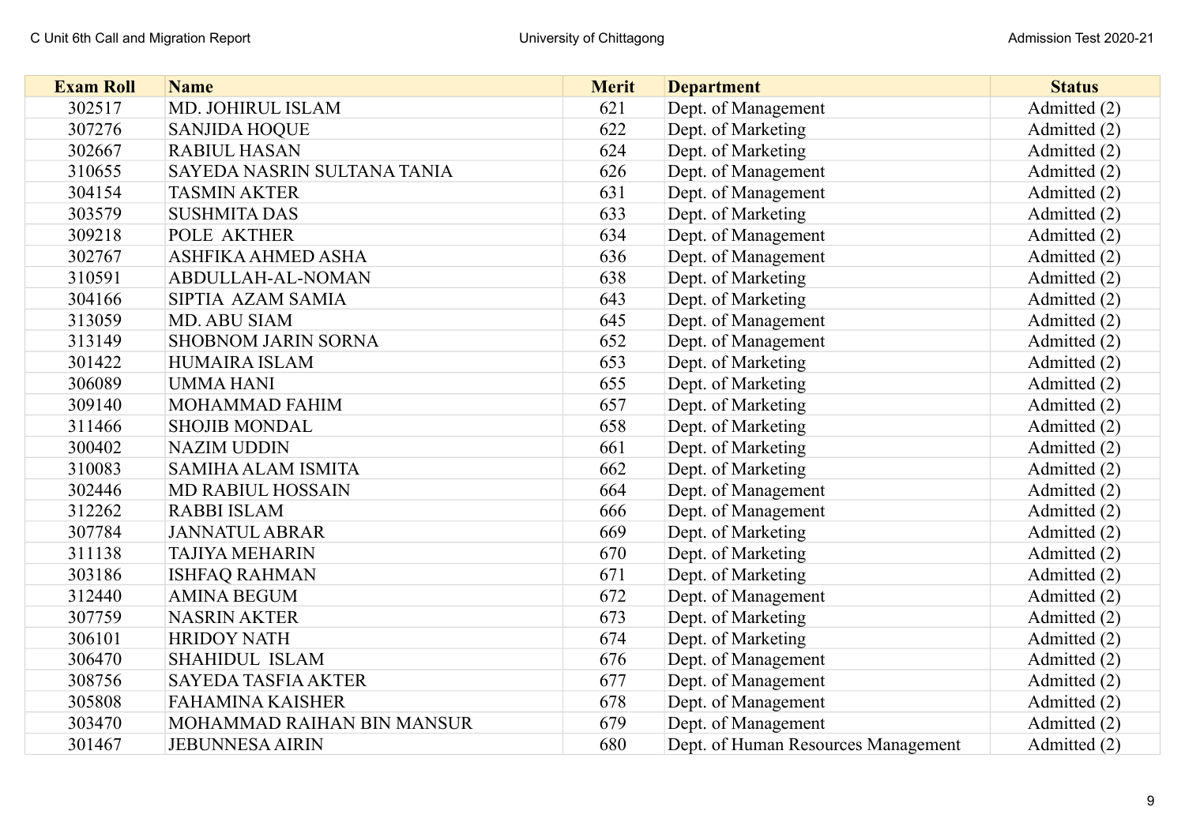| Exam Roll | Name | Merit | Department | Status |
|---|---|---|---|---|
| 302517 | MD. JOHIRUL ISLAM | 621 | Dept. of Management | Admitted (2) |
| 307276 | SANJIDA HOQUE | 622 | Dept. of Marketing | Admitted (2) |
| 302667 | RABIUL HASAN | 624 | Dept. of Marketing | Admitted (2) |
| 310655 | SAYEDA NASRIN SULTANA TANIA | 626 | Dept. of Management | Admitted (2) |
| 304154 | TASMIN AKTER | 631 | Dept. of Management | Admitted (2) |
| 303579 | SUSHMITA DAS | 633 | Dept. of Marketing | Admitted (2) |
| 309218 | POLE AKTHER | 634 | Dept. of Management | Admitted (2) |
| 302767 | ASHFIKA AHMED ASHA | 636 | Dept. of Management | Admitted (2) |
| 310591 | ABDULLAH-AL-NOMAN | 638 | Dept. of Marketing | Admitted (2) |
| 304166 | SIPTIA AZAM SAMIA | 643 | Dept. of Marketing | Admitted (2) |
| 313059 | MD. ABU SIAM | 645 | Dept. of Management | Admitted (2) |
| 313149 | SHOBNOM JARIN SORNA | 652 | Dept. of Management | Admitted (2) |
| 301422 | HUMAIRA ISLAM | 653 | Dept. of Marketing | Admitted (2) |
| 306089 | UMMA HANI | 655 | Dept. of Marketing | Admitted (2) |
| 309140 | MOHAMMAD FAHIM | 657 | Dept. of Marketing | Admitted (2) |
| 311466 | SHOJIB MONDAL | 658 | Dept. of Marketing | Admitted (2) |
| 300402 | NAZIM UDDIN | 661 | Dept. of Marketing | Admitted (2) |
| 310083 | SAMIHA ALAM ISMITA | 662 | Dept. of Marketing | Admitted (2) |
| 302446 | MD RABIUL HOSSAIN | 664 | Dept. of Management | Admitted (2) |
| 312262 | RABBI ISLAM | 666 | Dept. of Management | Admitted (2) |
| 307784 | JANNATUL ABRAR | 669 | Dept. of Marketing | Admitted (2) |
| 311138 | TAJIYA MEHARIN | 670 | Dept. of Marketing | Admitted (2) |
| 303186 | ISHFAQ RAHMAN | 671 | Dept. of Marketing | Admitted (2) |
| 312440 | AMINA BEGUM | 672 | Dept. of Management | Admitted (2) |
| 307759 | NASRIN AKTER | 673 | Dept. of Marketing | Admitted (2) |
| 306101 | HRIDOY NATH | 674 | Dept. of Marketing | Admitted (2) |
| 306470 | SHAHIDUL ISLAM | 676 | Dept. of Management | Admitted (2) |
| 308756 | SAYEDA TASFIA AKTER | 677 | Dept. of Management | Admitted (2) |
| 305808 | FAHAMINA KAISHER | 678 | Dept. of Management | Admitted (2) |
| 303470 | MOHAMMAD RAIHAN BIN MANSUR | 679 | Dept. of Management | Admitted (2) |
| 301467 | JEBUNNESA AIRIN | 680 | Dept. of Human Resources Management | Admitted (2) |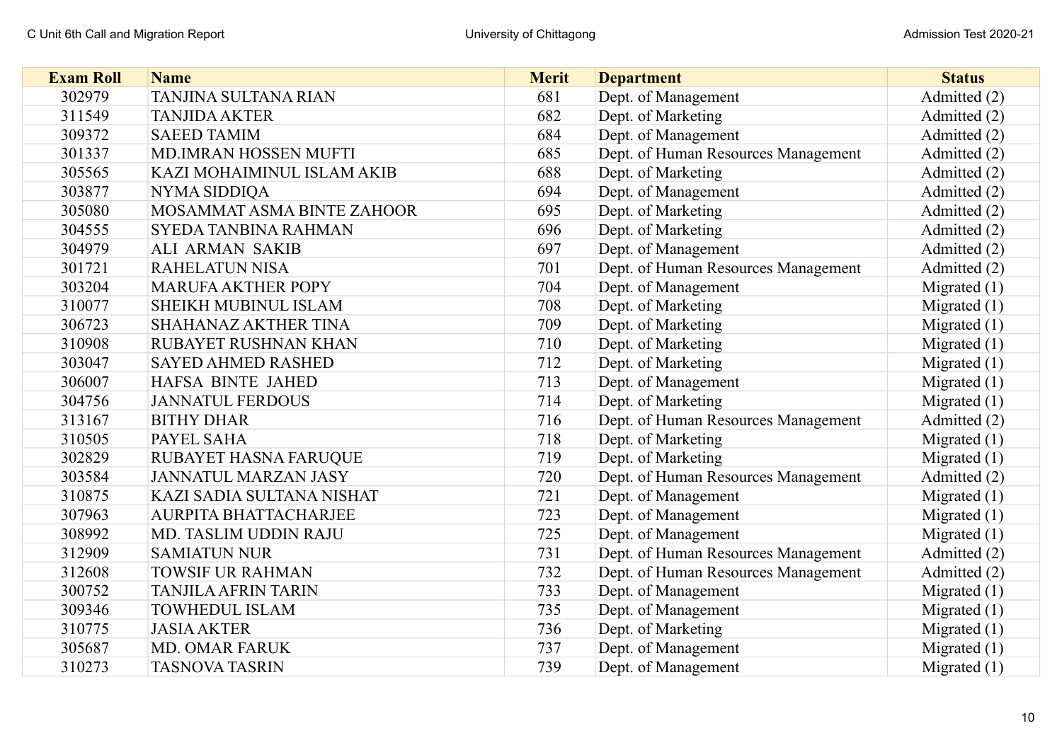| Exam Roll | Name | Merit | Department | Status |
|---|---|---|---|---|
| 302979 | TANJINA SULTANA RIAN | 681 | Dept. of Management | Admitted (2) |
| 311549 | TANJIDA AKTER | 682 | Dept. of Marketing | Admitted (2) |
| 309372 | SAEED TAMIM | 684 | Dept. of Management | Admitted (2) |
| 301337 | MD.IMRAN HOSSEN MUFTI | 685 | Dept. of Human Resources Management | Admitted (2) |
| 305565 | KAZI MOHAIMINUL ISLAM AKIB | 688 | Dept. of Marketing | Admitted (2) |
| 303877 | NYMA SIDDIQA | 694 | Dept. of Management | Admitted (2) |
| 305080 | MOSAMMAT ASMA BINTE ZAHOOR | 695 | Dept. of Marketing | Admitted (2) |
| 304555 | SYEDA TANBINA RAHMAN | 696 | Dept. of Marketing | Admitted (2) |
| 304979 | ALI ARMAN SAKIB | 697 | Dept. of Management | Admitted (2) |
| 301721 | RAHELATUN NISA | 701 | Dept. of Human Resources Management | Admitted (2) |
| 303204 | MARUFA AKTHER POPY | 704 | Dept. of Management | Migrated (1) |
| 310077 | SHEIKH MUBINUL ISLAM | 708 | Dept. of Marketing | Migrated (1) |
| 306723 | SHAHANAZ AKTHER TINA | 709 | Dept. of Marketing | Migrated (1) |
| 310908 | RUBAYET RUSHNAN KHAN | 710 | Dept. of Marketing | Migrated (1) |
| 303047 | SAYED AHMED RASHED | 712 | Dept. of Marketing | Migrated (1) |
| 306007 | HAFSA BINTE JAHED | 713 | Dept. of Management | Migrated (1) |
| 304756 | JANNATUL FERDOUS | 714 | Dept. of Marketing | Migrated (1) |
| 313167 | BITHY DHAR | 716 | Dept. of Human Resources Management | Admitted (2) |
| 310505 | PAYEL SAHA | 718 | Dept. of Marketing | Migrated (1) |
| 302829 | RUBAYET HASNA FARUQUE | 719 | Dept. of Marketing | Migrated (1) |
| 303584 | JANNATUL MARZAN JASY | 720 | Dept. of Human Resources Management | Admitted (2) |
| 310875 | KAZI SADIA SULTANA NISHAT | 721 | Dept. of Management | Migrated (1) |
| 307963 | AURPITA BHATTACHARJEE | 723 | Dept. of Management | Migrated (1) |
| 308992 | MD. TASLIM UDDIN RAJU | 725 | Dept. of Management | Migrated (1) |
| 312909 | SAMIATUN NUR | 731 | Dept. of Human Resources Management | Admitted (2) |
| 312608 | TOWSIF UR RAHMAN | 732 | Dept. of Human Resources Management | Admitted (2) |
| 300752 | TANJILA AFRIN TARIN | 733 | Dept. of Management | Migrated (1) |
| 309346 | TOWHEDUL ISLAM | 735 | Dept. of Management | Migrated (1) |
| 310775 | JASIA AKTER | 736 | Dept. of Marketing | Migrated (1) |
| 305687 | MD. OMAR FARUK | 737 | Dept. of Management | Migrated (1) |
| 310273 | TASNOVA TASRIN | 739 | Dept. of Management | Migrated (1) |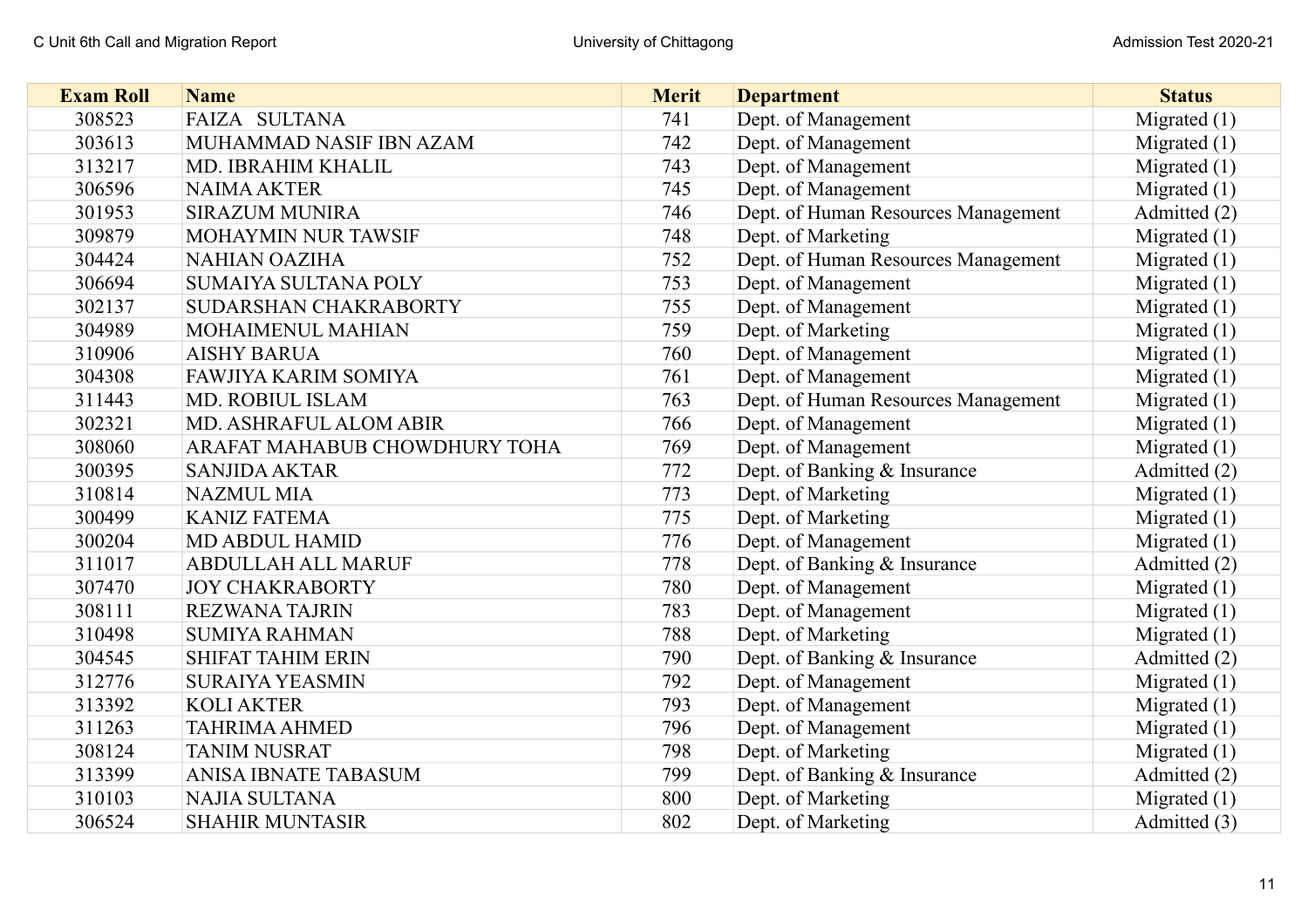| Exam Roll | Name | Merit | Department | Status |
|---|---|---|---|---|
| 308523 | FAIZA SULTANA | 741 | Dept. of Management | Migrated (1) |
| 303613 | MUHAMMAD NASIF IBN AZAM | 742 | Dept. of Management | Migrated (1) |
| 313217 | MD. IBRAHIM KHALIL | 743 | Dept. of Management | Migrated (1) |
| 306596 | NAIMA AKTER | 745 | Dept. of Management | Migrated (1) |
| 301953 | SIRAZUM MUNIRA | 746 | Dept. of Human Resources Management | Admitted (2) |
| 309879 | MOHAYMIN NUR TAWSIF | 748 | Dept. of Marketing | Migrated (1) |
| 304424 | NAHIAN OAZIHA | 752 | Dept. of Human Resources Management | Migrated (1) |
| 306694 | SUMAIYA SULTANA POLY | 753 | Dept. of Management | Migrated (1) |
| 302137 | SUDARSHAN CHAKRABORTY | 755 | Dept. of Management | Migrated (1) |
| 304989 | MOHAIMENUL MAHIAN | 759 | Dept. of Marketing | Migrated (1) |
| 310906 | AISHY BARUA | 760 | Dept. of Management | Migrated (1) |
| 304308 | FAWJIYA KARIM SOMIYA | 761 | Dept. of Management | Migrated (1) |
| 311443 | MD. ROBIUL ISLAM | 763 | Dept. of Human Resources Management | Migrated (1) |
| 302321 | MD. ASHRAFUL ALOM ABIR | 766 | Dept. of Management | Migrated (1) |
| 308060 | ARAFAT MAHABUB CHOWDHURY TOHA | 769 | Dept. of Management | Migrated (1) |
| 300395 | SANJIDA AKTAR | 772 | Dept. of Banking & Insurance | Admitted (2) |
| 310814 | NAZMUL MIA | 773 | Dept. of Marketing | Migrated (1) |
| 300499 | KANIZ FATEMA | 775 | Dept. of Marketing | Migrated (1) |
| 300204 | MD ABDUL HAMID | 776 | Dept. of Management | Migrated (1) |
| 311017 | ABDULLAH ALL MARUF | 778 | Dept. of Banking & Insurance | Admitted (2) |
| 307470 | JOY CHAKRABORTY | 780 | Dept. of Management | Migrated (1) |
| 308111 | REZWANA TAJRIN | 783 | Dept. of Management | Migrated (1) |
| 310498 | SUMIYA RAHMAN | 788 | Dept. of Marketing | Migrated (1) |
| 304545 | SHIFAT TAHIM ERIN | 790 | Dept. of Banking & Insurance | Admitted (2) |
| 312776 | SURAIYA YEASMIN | 792 | Dept. of Management | Migrated (1) |
| 313392 | KOLI AKTER | 793 | Dept. of Management | Migrated (1) |
| 311263 | TAHRIMA AHMED | 796 | Dept. of Management | Migrated (1) |
| 308124 | TANIM NUSRAT | 798 | Dept. of Marketing | Migrated (1) |
| 313399 | ANISA IBNATE TABASUM | 799 | Dept. of Banking & Insurance | Admitted (2) |
| 310103 | NAJIA SULTANA | 800 | Dept. of Marketing | Migrated (1) |
| 306524 | SHAHIR MUNTASIR | 802 | Dept. of Marketing | Admitted (3) |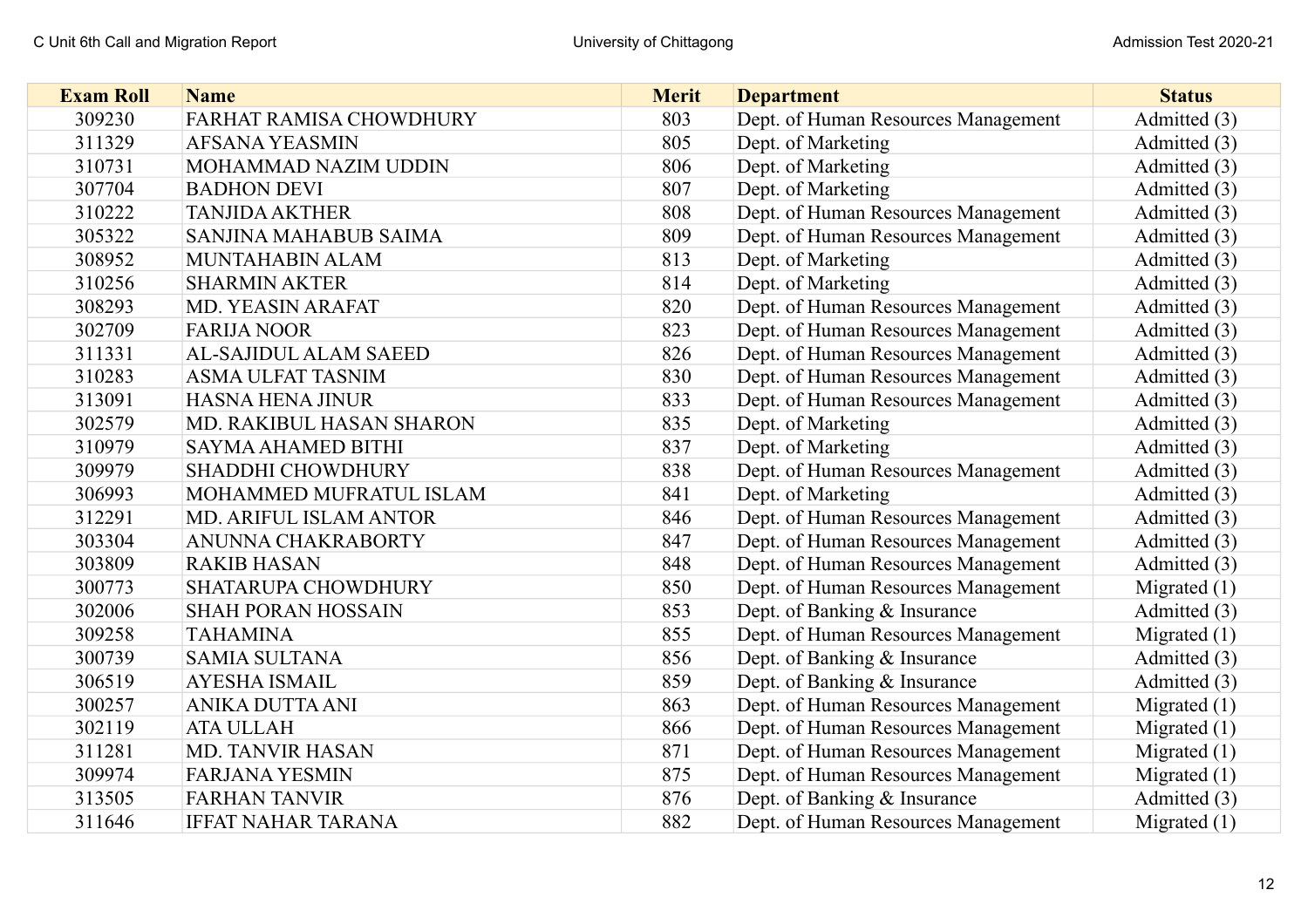| Exam Roll | Name | Merit | Department | Status |
|---|---|---|---|---|
| 309230 | FARHAT RAMISA CHOWDHURY | 803 | Dept. of Human Resources Management | Admitted (3) |
| 311329 | AFSANA YEASMIN | 805 | Dept. of Marketing | Admitted (3) |
| 310731 | MOHAMMAD NAZIM UDDIN | 806 | Dept. of Marketing | Admitted (3) |
| 307704 | BADHON DEVI | 807 | Dept. of Marketing | Admitted (3) |
| 310222 | TANJIDA AKTHER | 808 | Dept. of Human Resources Management | Admitted (3) |
| 305322 | SANJINA MAHABUB SAIMA | 809 | Dept. of Human Resources Management | Admitted (3) |
| 308952 | MUNTAHABIN ALAM | 813 | Dept. of Marketing | Admitted (3) |
| 310256 | SHARMIN AKTER | 814 | Dept. of Marketing | Admitted (3) |
| 308293 | MD. YEASIN ARAFAT | 820 | Dept. of Human Resources Management | Admitted (3) |
| 302709 | FARIJA NOOR | 823 | Dept. of Human Resources Management | Admitted (3) |
| 311331 | AL-SAJIDUL ALAM SAEED | 826 | Dept. of Human Resources Management | Admitted (3) |
| 310283 | ASMA ULFAT TASNIM | 830 | Dept. of Human Resources Management | Admitted (3) |
| 313091 | HASNA HENA JINUR | 833 | Dept. of Human Resources Management | Admitted (3) |
| 302579 | MD. RAKIBUL HASAN SHARON | 835 | Dept. of Marketing | Admitted (3) |
| 310979 | SAYMA AHAMED BITHI | 837 | Dept. of Marketing | Admitted (3) |
| 309979 | SHADDHI CHOWDHURY | 838 | Dept. of Human Resources Management | Admitted (3) |
| 306993 | MOHAMMED MUFRATUL ISLAM | 841 | Dept. of Marketing | Admitted (3) |
| 312291 | MD. ARIFUL ISLAM ANTOR | 846 | Dept. of Human Resources Management | Admitted (3) |
| 303304 | ANUNNA CHAKRABORTY | 847 | Dept. of Human Resources Management | Admitted (3) |
| 303809 | RAKIB HASAN | 848 | Dept. of Human Resources Management | Admitted (3) |
| 300773 | SHATARUPA CHOWDHURY | 850 | Dept. of Human Resources Management | Migrated (1) |
| 302006 | SHAH PORAN HOSSAIN | 853 | Dept. of Banking & Insurance | Admitted (3) |
| 309258 | TAHAMINA | 855 | Dept. of Human Resources Management | Migrated (1) |
| 300739 | SAMIA SULTANA | 856 | Dept. of Banking & Insurance | Admitted (3) |
| 306519 | AYESHA ISMAIL | 859 | Dept. of Banking & Insurance | Admitted (3) |
| 300257 | ANIKA DUTTA ANI | 863 | Dept. of Human Resources Management | Migrated (1) |
| 302119 | ATA ULLAH | 866 | Dept. of Human Resources Management | Migrated (1) |
| 311281 | MD. TANVIR HASAN | 871 | Dept. of Human Resources Management | Migrated (1) |
| 309974 | FARJANA YESMIN | 875 | Dept. of Human Resources Management | Migrated (1) |
| 313505 | FARHAN TANVIR | 876 | Dept. of Banking & Insurance | Admitted (3) |
| 311646 | IFFAT NAHAR TARANA | 882 | Dept. of Human Resources Management | Migrated (1) |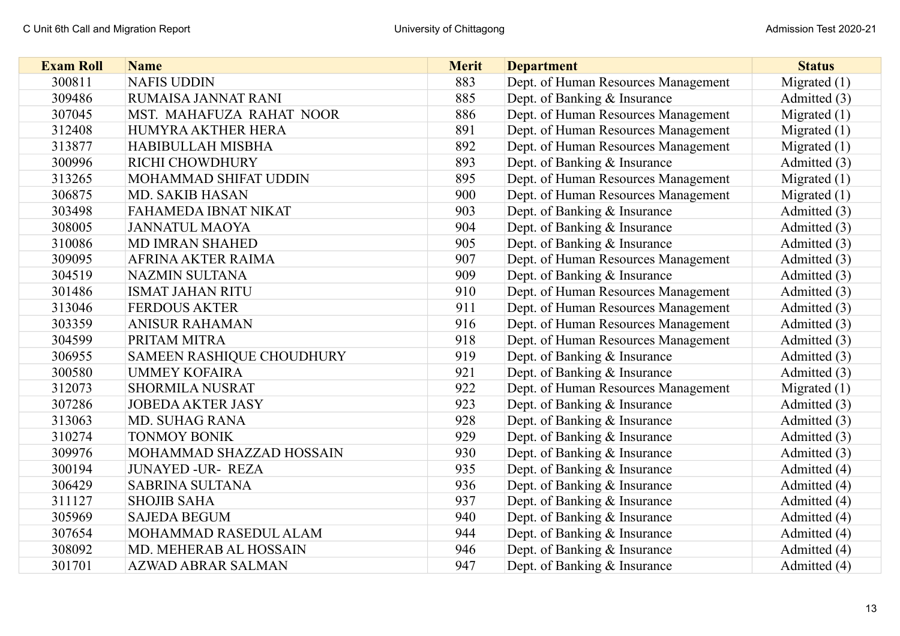| Exam Roll | Name | Merit | Department | Status |
|---|---|---|---|---|
| 300811 | NAFIS UDDIN | 883 | Dept. of Human Resources Management | Migrated (1) |
| 309486 | RUMAISA JANNAT RANI | 885 | Dept. of Banking & Insurance | Admitted (3) |
| 307045 | MST. MAHAFUZA RAHAT NOOR | 886 | Dept. of Human Resources Management | Migrated (1) |
| 312408 | HUMYRA AKTHER HERA | 891 | Dept. of Human Resources Management | Migrated (1) |
| 313877 | HABIBULLAH MISBHA | 892 | Dept. of Human Resources Management | Migrated (1) |
| 300996 | RICHI CHOWDHURY | 893 | Dept. of Banking & Insurance | Admitted (3) |
| 313265 | MOHAMMAD SHIFAT UDDIN | 895 | Dept. of Human Resources Management | Migrated (1) |
| 306875 | MD. SAKIB HASAN | 900 | Dept. of Human Resources Management | Migrated (1) |
| 303498 | FAHAMEDA IBNAT NIKAT | 903 | Dept. of Banking & Insurance | Admitted (3) |
| 308005 | JANNATUL MAOYA | 904 | Dept. of Banking & Insurance | Admitted (3) |
| 310086 | MD IMRAN SHAHED | 905 | Dept. of Banking & Insurance | Admitted (3) |
| 309095 | AFRINA AKTER RAIMA | 907 | Dept. of Human Resources Management | Admitted (3) |
| 304519 | NAZMIN SULTANA | 909 | Dept. of Banking & Insurance | Admitted (3) |
| 301486 | ISMAT JAHAN RITU | 910 | Dept. of Human Resources Management | Admitted (3) |
| 313046 | FERDOUS AKTER | 911 | Dept. of Human Resources Management | Admitted (3) |
| 303359 | ANISUR RAHAMAN | 916 | Dept. of Human Resources Management | Admitted (3) |
| 304599 | PRITAM MITRA | 918 | Dept. of Human Resources Management | Admitted (3) |
| 306955 | SAMEEN RASHIQUE CHOUDHURY | 919 | Dept. of Banking & Insurance | Admitted (3) |
| 300580 | UMMEY KOFAIRA | 921 | Dept. of Banking & Insurance | Admitted (3) |
| 312073 | SHORMILA NUSRAT | 922 | Dept. of Human Resources Management | Migrated (1) |
| 307286 | JOBEDA AKTER JASY | 923 | Dept. of Banking & Insurance | Admitted (3) |
| 313063 | MD. SUHAG RANA | 928 | Dept. of Banking & Insurance | Admitted (3) |
| 310274 | TONMOY BONIK | 929 | Dept. of Banking & Insurance | Admitted (3) |
| 309976 | MOHAMMAD SHAZZAD HOSSAIN | 930 | Dept. of Banking & Insurance | Admitted (3) |
| 300194 | JUNAYED -UR- REZA | 935 | Dept. of Banking & Insurance | Admitted (4) |
| 306429 | SABRINA SULTANA | 936 | Dept. of Banking & Insurance | Admitted (4) |
| 311127 | SHOJIB SAHA | 937 | Dept. of Banking & Insurance | Admitted (4) |
| 305969 | SAJEDA BEGUM | 940 | Dept. of Banking & Insurance | Admitted (4) |
| 307654 | MOHAMMAD RASEDUL ALAM | 944 | Dept. of Banking & Insurance | Admitted (4) |
| 308092 | MD. MEHERAB AL HOSSAIN | 946 | Dept. of Banking & Insurance | Admitted (4) |
| 301701 | AZWAD ABRAR SALMAN | 947 | Dept. of Banking & Insurance | Admitted (4) |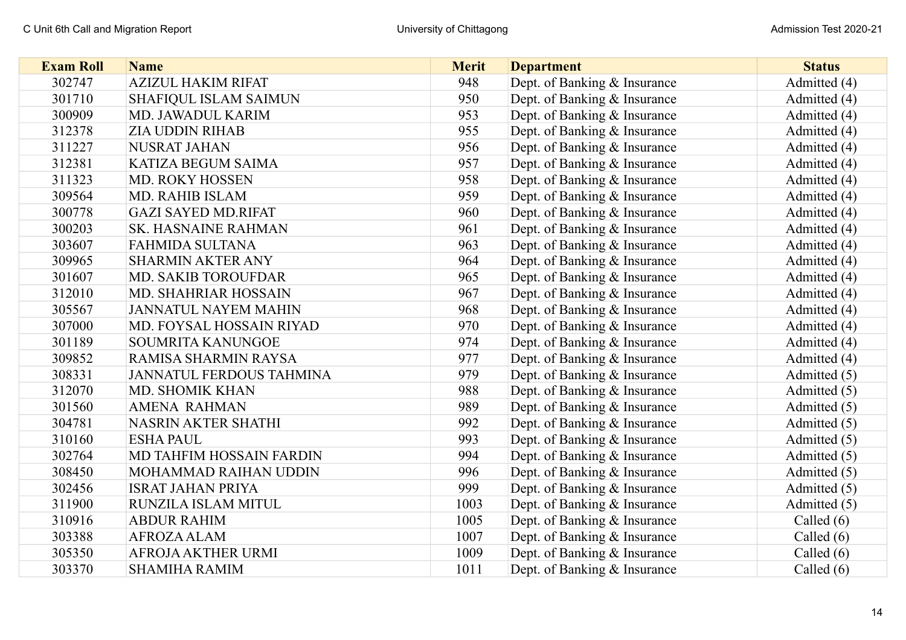| Exam Roll | Name | Merit | Department | Status |
|---|---|---|---|---|
| 302747 | AZIZUL HAKIM RIFAT | 948 | Dept. of Banking & Insurance | Admitted (4) |
| 301710 | SHAFIQUL ISLAM SAIMUN | 950 | Dept. of Banking & Insurance | Admitted (4) |
| 300909 | MD. JAWADUL KARIM | 953 | Dept. of Banking & Insurance | Admitted (4) |
| 312378 | ZIA UDDIN RIHAB | 955 | Dept. of Banking & Insurance | Admitted (4) |
| 311227 | NUSRAT JAHAN | 956 | Dept. of Banking & Insurance | Admitted (4) |
| 312381 | KATIZA BEGUM SAIMA | 957 | Dept. of Banking & Insurance | Admitted (4) |
| 311323 | MD. ROKY HOSSEN | 958 | Dept. of Banking & Insurance | Admitted (4) |
| 309564 | MD. RAHIB ISLAM | 959 | Dept. of Banking & Insurance | Admitted (4) |
| 300778 | GAZI SAYED MD.RIFAT | 960 | Dept. of Banking & Insurance | Admitted (4) |
| 300203 | SK. HASNAINE RAHMAN | 961 | Dept. of Banking & Insurance | Admitted (4) |
| 303607 | FAHMIDA SULTANA | 963 | Dept. of Banking & Insurance | Admitted (4) |
| 309965 | SHARMIN AKTER ANY | 964 | Dept. of Banking & Insurance | Admitted (4) |
| 301607 | MD. SAKIB TOROUFDAR | 965 | Dept. of Banking & Insurance | Admitted (4) |
| 312010 | MD. SHAHRIAR HOSSAIN | 967 | Dept. of Banking & Insurance | Admitted (4) |
| 305567 | JANNATUL NAYEM MAHIN | 968 | Dept. of Banking & Insurance | Admitted (4) |
| 307000 | MD. FOYSAL HOSSAIN RIYAD | 970 | Dept. of Banking & Insurance | Admitted (4) |
| 301189 | SOUMRITA KANUNGOE | 974 | Dept. of Banking & Insurance | Admitted (4) |
| 309852 | RAMISA SHARMIN RAYSA | 977 | Dept. of Banking & Insurance | Admitted (4) |
| 308331 | JANNATUL FERDOUS TAHMINA | 979 | Dept. of Banking & Insurance | Admitted (5) |
| 312070 | MD. SHOMIK KHAN | 988 | Dept. of Banking & Insurance | Admitted (5) |
| 301560 | AMENA RAHMAN | 989 | Dept. of Banking & Insurance | Admitted (5) |
| 304781 | NASRIN AKTER SHATHI | 992 | Dept. of Banking & Insurance | Admitted (5) |
| 310160 | ESHA PAUL | 993 | Dept. of Banking & Insurance | Admitted (5) |
| 302764 | MD TAHFIM HOSSAIN FARDIN | 994 | Dept. of Banking & Insurance | Admitted (5) |
| 308450 | MOHAMMAD RAIHAN UDDIN | 996 | Dept. of Banking & Insurance | Admitted (5) |
| 302456 | ISRAT JAHAN PRIYA | 999 | Dept. of Banking & Insurance | Admitted (5) |
| 311900 | RUNZILA ISLAM MITUL | 1003 | Dept. of Banking & Insurance | Admitted (5) |
| 310916 | ABDUR RAHIM | 1005 | Dept. of Banking & Insurance | Called (6) |
| 303388 | AFROZA ALAM | 1007 | Dept. of Banking & Insurance | Called (6) |
| 305350 | AFROJA AKTHER URMI | 1009 | Dept. of Banking & Insurance | Called (6) |
| 303370 | SHAMIHA RAMIM | 1011 | Dept. of Banking & Insurance | Called (6) |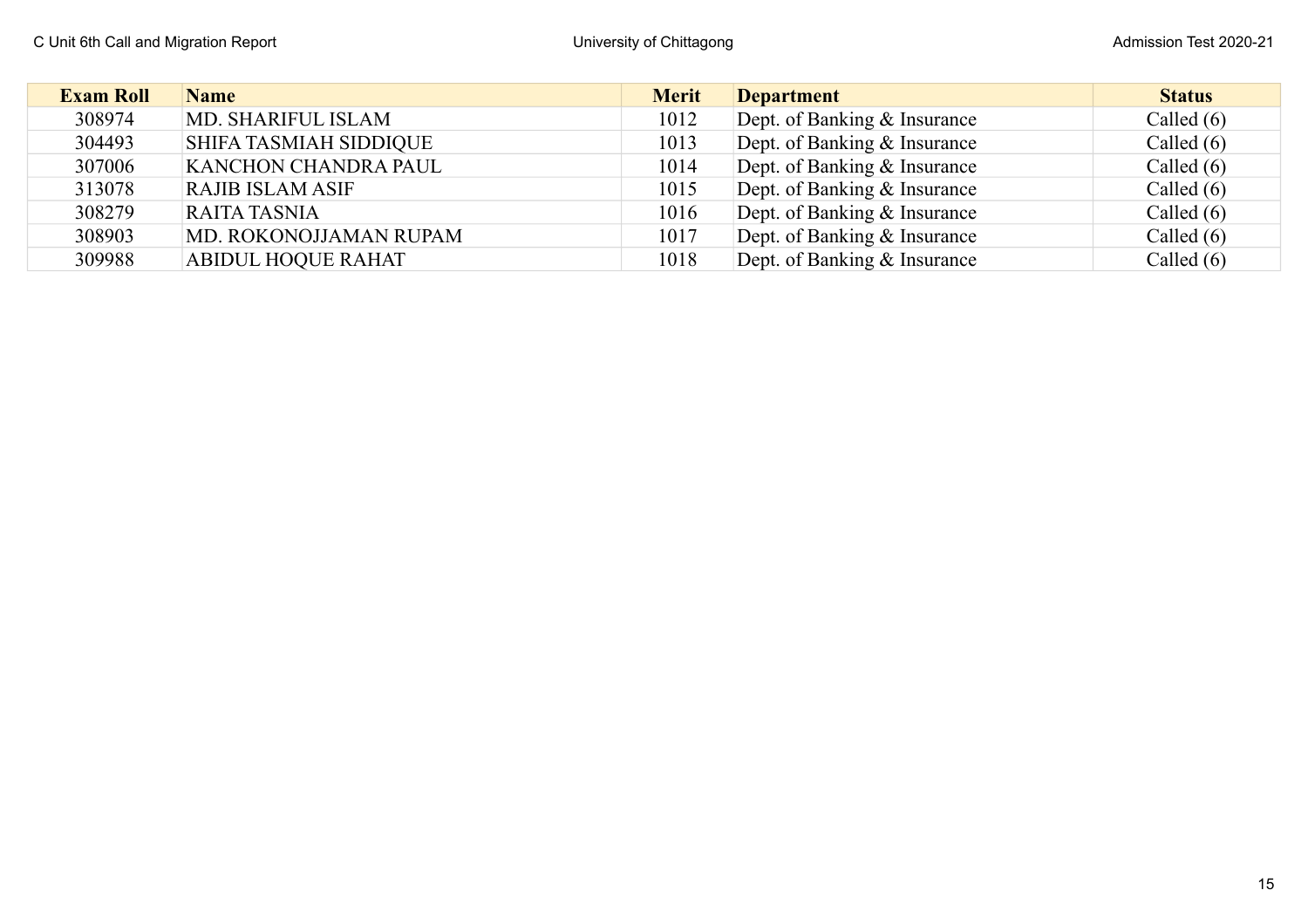| Exam Roll | Name | Merit | Department | Status |
|---|---|---|---|---|
| 308974 | MD. SHARIFUL ISLAM | 1012 | Dept. of Banking & Insurance | Called (6) |
| 304493 | SHIFA TASMIAH SIDDIQUE | 1013 | Dept. of Banking & Insurance | Called (6) |
| 307006 | KANCHON CHANDRA PAUL | 1014 | Dept. of Banking & Insurance | Called (6) |
| 313078 | RAJIB ISLAM ASIF | 1015 | Dept. of Banking & Insurance | Called (6) |
| 308279 | RAITA TASNIA | 1016 | Dept. of Banking & Insurance | Called (6) |
| 308903 | MD. ROKONOJJAMAN RUPAM | 1017 | Dept. of Banking & Insurance | Called (6) |
| 309988 | ABIDUL HOQUE RAHAT | 1018 | Dept. of Banking & Insurance | Called (6) |